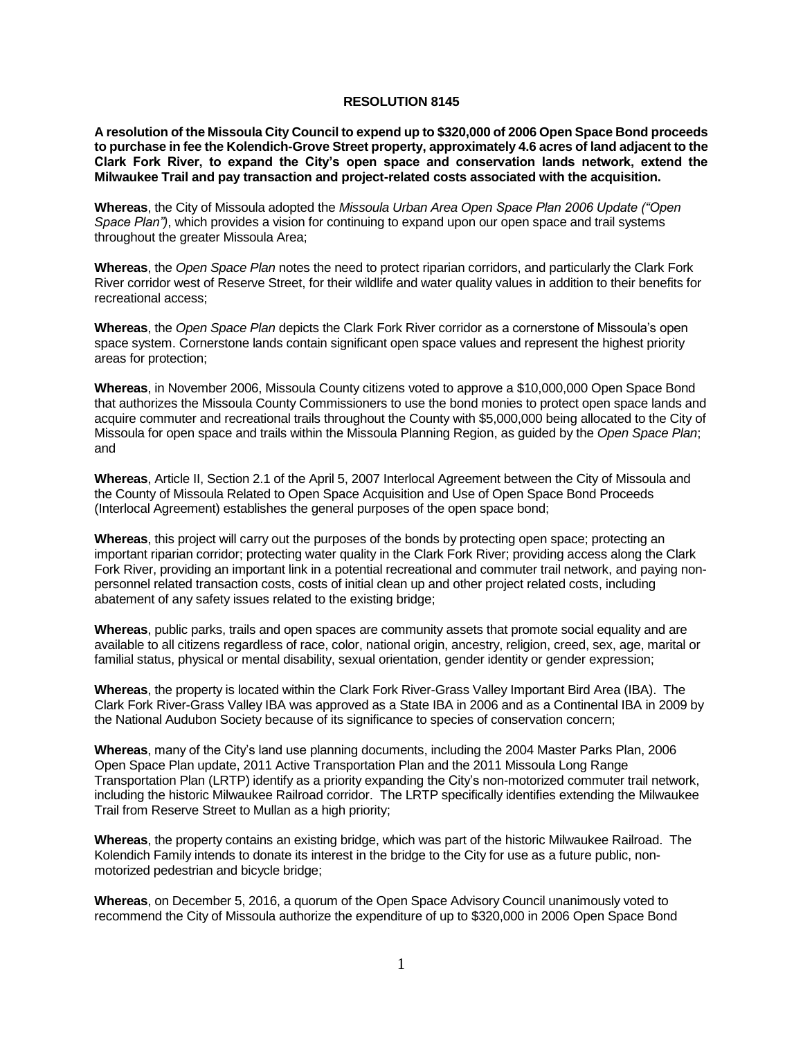# RESOLUTION 8145

**A resolution of the Missoula City Council to expend up to $320,000 of 2006 Open Space Bond proceeds to purchase in fee the Kolendich-Grove Street property, approximately 4.6 acres of land adjacent to the Clark Fork River, to expand the City's open space and conservation lands network, extend the Milwaukee Trail and pay transaction and project-related costs associated with the acquisition.**

**Whereas**, the City of Missoula adopted the *Missoula Urban Area Open Space Plan 2006 Update ("Open Space Plan")*, which provides a vision for continuing to expand upon our open space and trail systems throughout the greater Missoula Area;

**Whereas**, the *Open Space Plan* notes the need to protect riparian corridors, and particularly the Clark Fork River corridor west of Reserve Street, for their wildlife and water quality values in addition to their benefits for recreational access;

**Whereas**, the *Open Space Plan* depicts the Clark Fork River corridor as a cornerstone of Missoula's open space system. Cornerstone lands contain significant open space values and represent the highest priority areas for protection;

**Whereas**, in November 2006, Missoula County citizens voted to approve a $10,000,000 Open Space Bond that authorizes the Missoula County Commissioners to use the bond monies to protect open space lands and acquire commuter and recreational trails throughout the County with $5,000,000 being allocated to the City of Missoula for open space and trails within the Missoula Planning Region, as guided by the *Open Space Plan*; and

**Whereas**, Article II, Section 2.1 of the April 5, 2007 Interlocal Agreement between the City of Missoula and the County of Missoula Related to Open Space Acquisition and Use of Open Space Bond Proceeds (Interlocal Agreement) establishes the general purposes of the open space bond;

**Whereas**, this project will carry out the purposes of the bonds by protecting open space; protecting an important riparian corridor; protecting water quality in the Clark Fork River; providing access along the Clark Fork River, providing an important link in a potential recreational and commuter trail network, and paying non-personnel related transaction costs, costs of initial clean up and other project related costs, including abatement of any safety issues related to the existing bridge;

**Whereas**, public parks, trails and open spaces are community assets that promote social equality and are available to all citizens regardless of race, color, national origin, ancestry, religion, creed, sex, age, marital or familial status, physical or mental disability, sexual orientation, gender identity or gender expression;

**Whereas**, the property is located within the Clark Fork River-Grass Valley Important Bird Area (IBA). The Clark Fork River-Grass Valley IBA was approved as a State IBA in 2006 and as a Continental IBA in 2009 by the National Audubon Society because of its significance to species of conservation concern;

**Whereas**, many of the City's land use planning documents, including the 2004 Master Parks Plan, 2006 Open Space Plan update, 2011 Active Transportation Plan and the 2011 Missoula Long Range Transportation Plan (LRTP) identify as a priority expanding the City's non-motorized commuter trail network, including the historic Milwaukee Railroad corridor. The LRTP specifically identifies extending the Milwaukee Trail from Reserve Street to Mullan as a high priority;

**Whereas**, the property contains an existing bridge, which was part of the historic Milwaukee Railroad. The Kolendich Family intends to donate its interest in the bridge to the City for use as a future public, non-motorized pedestrian and bicycle bridge;

**Whereas**, on December 5, 2016, a quorum of the Open Space Advisory Council unanimously voted to recommend the City of Missoula authorize the expenditure of up to $320,000 in 2006 Open Space Bond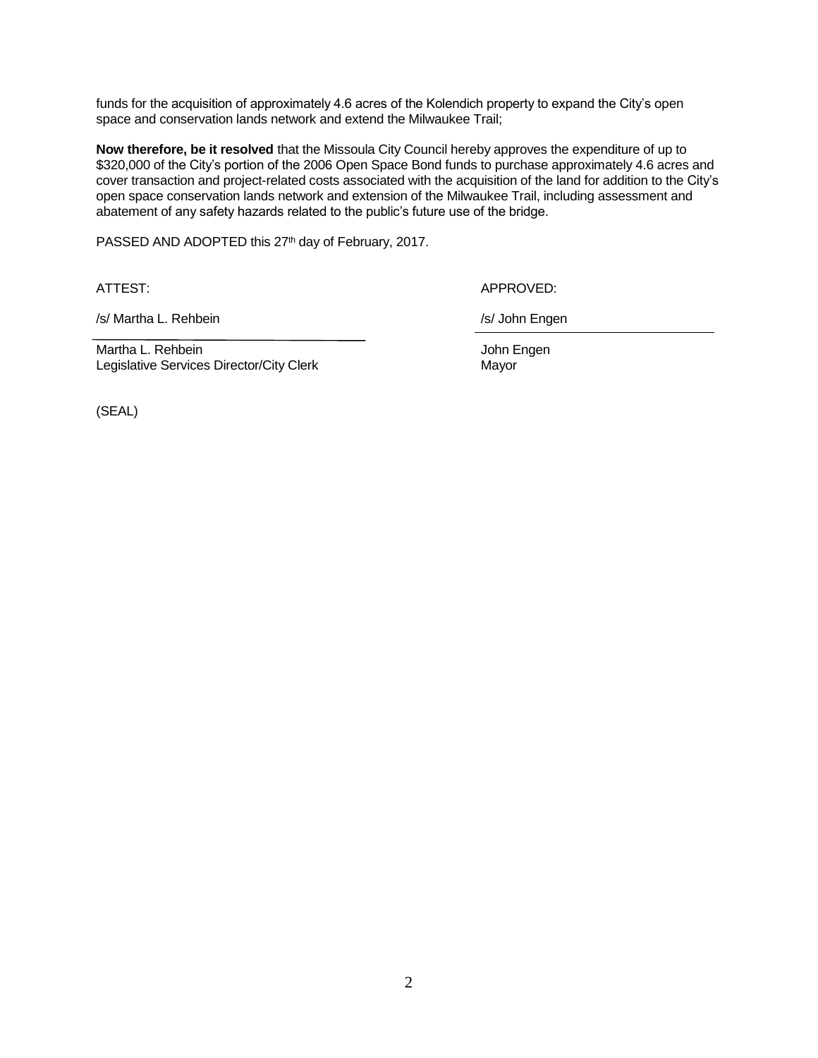funds for the acquisition of approximately 4.6 acres of the Kolendich property to expand the City's open space and conservation lands network and extend the Milwaukee Trail;

**Now therefore, be it resolved** that the Missoula City Council hereby approves the expenditure of up to $320,000 of the City's portion of the 2006 Open Space Bond funds to purchase approximately 4.6 acres and cover transaction and project-related costs associated with the acquisition of the land for addition to the City's open space conservation lands network and extension of the Milwaukee Trail, including assessment and abatement of any safety hazards related to the public's future use of the bridge.

PASSED AND ADOPTED this 27th day of February, 2017.

ATTEST:

/s/ Martha L. Rehbein

Martha L. Rehbein
Legislative Services Director/City Clerk

APPROVED:

/s/ John Engen

John Engen
Mayor

(SEAL)